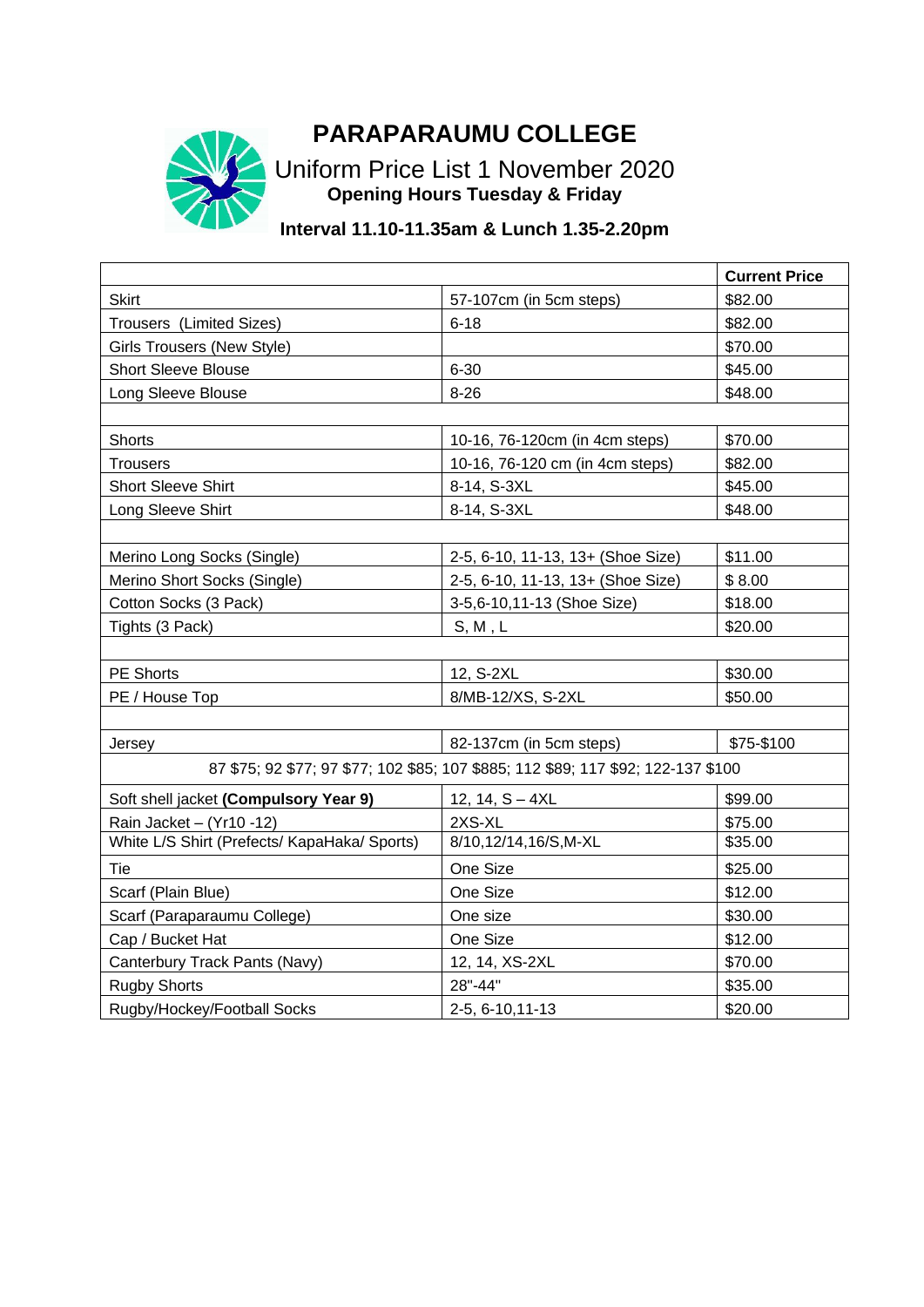# PARAPARAUMU COLLEGE

## Uniform Price List 1 November 2020

**Opening Hours Tuesday & Friday**

**Interval 11.10-11.35am & Lunch 1.35-2.20pm**

| | | **Current Price** |
|---|---|---|
| Skirt | 57-107cm (in 5cm steps) | $82.00 |
| Trousers (Limited Sizes) | 6-18 | $82.00 |
| Girls Trousers (New Style) | | $70.00 |
| Short Sleeve Blouse | 6-30 | $45.00 |
| Long Sleeve Blouse | 8-26 | $48.00 |
| | | |
| Shorts | 10-16, 76-120cm (in 4cm steps) | $70.00 |
| Trousers | 10-16, 76-120 cm (in 4cm steps) | $82.00 |
| Short Sleeve Shirt | 8-14, S-3XL | $45.00 |
| Long Sleeve Shirt | 8-14, S-3XL | $48.00 |
| | | |
| Merino Long Socks (Single) | 2-5, 6-10, 11-13, 13+ (Shoe Size) | $11.00 |
| Merino Short Socks (Single) | 2-5, 6-10, 11-13, 13+ (Shoe Size) | $ 8.00 |
| Cotton Socks (3 Pack) | 3-5,6-10,11-13 (Shoe Size) | $18.00 |
| Tights (3 Pack) | S, M , L | $20.00 |
| | | |
| PE Shorts | 12, S-2XL | $30.00 |
| PE / House Top | 8/MB-12/XS, S-2XL | $50.00 |
| | | |
| Jersey | 82-137cm (in 5cm steps) | $75-$100 |
| 87 $75; 92 $77; 97 $77; 102 $85; 107 $885; 112 $89; 117 $92; 122-137 $100 | | |
| Soft shell jacket **(Compulsory Year 9)** | 12, 14, S – 4XL | $99.00 |
| Rain Jacket – (Yr10 -12) | 2XS-XL | $75.00 |
| White L/S Shirt (Prefects/ KapaHaka/ Sports) | 8/10,12/14,16/S,M-XL | $35.00 |
| Tie | One Size | $25.00 |
| Scarf (Plain Blue) | One Size | $12.00 |
| Scarf (Paraparaumu College) | One size | $30.00 |
| Cap / Bucket Hat | One Size | $12.00 |
| Canterbury Track Pants (Navy) | 12, 14, XS-2XL | $70.00 |
| Rugby Shorts | 28"-44" | $35.00 |
| Rugby/Hockey/Football Socks | 2-5, 6-10,11-13 | $20.00 |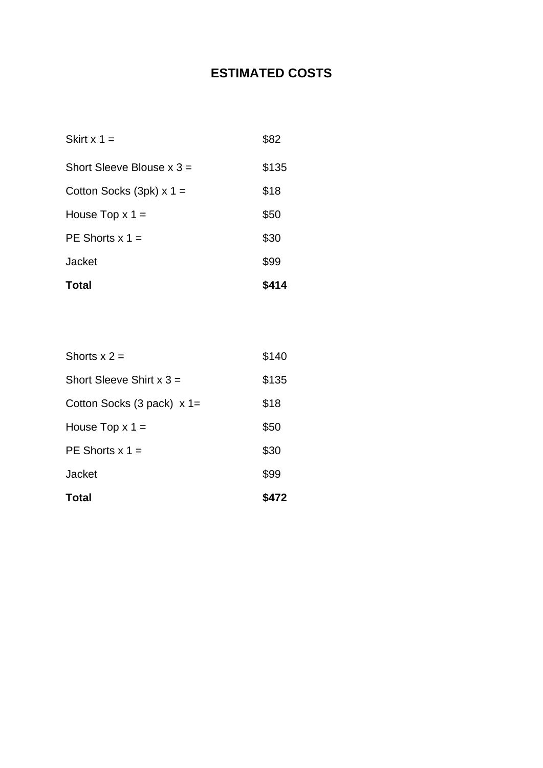## ESTIMATED COSTS

| | |
|---|---|
| Skirt x 1 = | $82 |
| Short Sleeve Blouse x 3 = | $135 |
| Cotton Socks (3pk) x 1 = | $18 |
| House Top x 1 = | $50 |
| PE Shorts x 1 = | $30 |
| Jacket | $99 |
| **Total** | **$414** |

| | |
|---|---|
| Shorts x 2 = | $140 |
| Short Sleeve Shirt x 3 = | $135 |
| Cotton Socks (3 pack) x 1= | $18 |
| House Top x 1 = | $50 |
| PE Shorts x 1 = | $30 |
| Jacket | $99 |
| **Total** | **$472** |